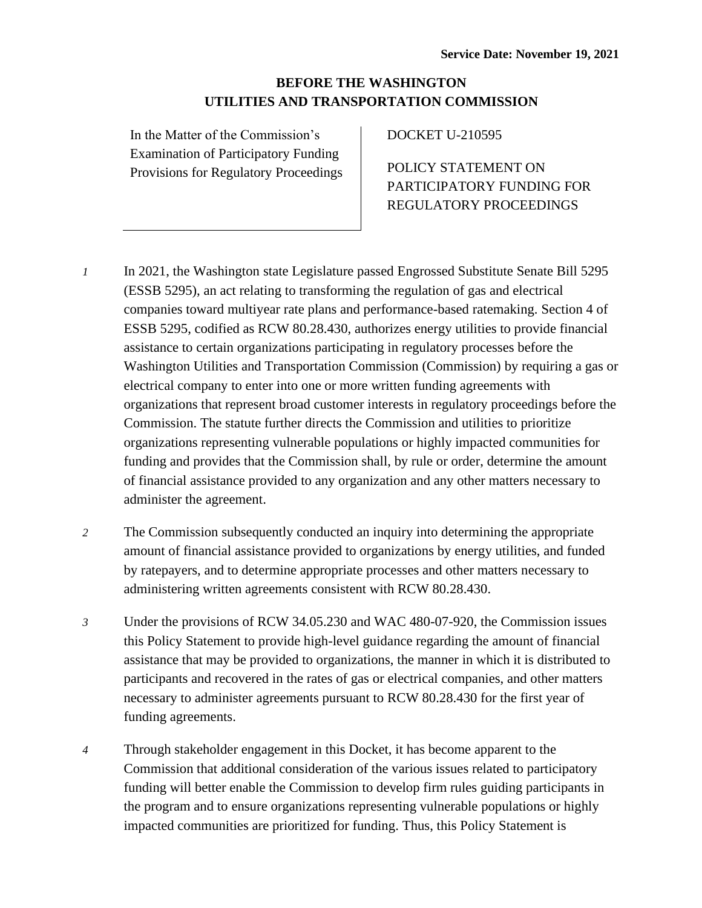**Service Date: November 19, 2021**

**BEFORE THE WASHINGTON UTILITIES AND TRANSPORTATION COMMISSION**

| In the Matter of the Commission's Examination of Participatory Funding Provisions for Regulatory Proceedings | DOCKET U-210595<br><br>POLICY STATEMENT ON PARTICIPATORY FUNDING FOR REGULATORY PROCEEDINGS |
|---|---|

*1* In 2021, the Washington state Legislature passed Engrossed Substitute Senate Bill 5295 (ESSB 5295), an act relating to transforming the regulation of gas and electrical companies toward multiyear rate plans and performance-based ratemaking. Section 4 of ESSB 5295, codified as RCW 80.28.430, authorizes energy utilities to provide financial assistance to certain organizations participating in regulatory processes before the Washington Utilities and Transportation Commission (Commission) by requiring a gas or electrical company to enter into one or more written funding agreements with organizations that represent broad customer interests in regulatory proceedings before the Commission. The statute further directs the Commission and utilities to prioritize organizations representing vulnerable populations or highly impacted communities for funding and provides that the Commission shall, by rule or order, determine the amount of financial assistance provided to any organization and any other matters necessary to administer the agreement.

*2* The Commission subsequently conducted an inquiry into determining the appropriate amount of financial assistance provided to organizations by energy utilities, and funded by ratepayers, and to determine appropriate processes and other matters necessary to administering written agreements consistent with RCW 80.28.430.

*3* Under the provisions of RCW 34.05.230 and WAC 480-07-920, the Commission issues this Policy Statement to provide high-level guidance regarding the amount of financial assistance that may be provided to organizations, the manner in which it is distributed to participants and recovered in the rates of gas or electrical companies, and other matters necessary to administer agreements pursuant to RCW 80.28.430 for the first year of funding agreements.

*4* Through stakeholder engagement in this Docket, it has become apparent to the Commission that additional consideration of the various issues related to participatory funding will better enable the Commission to develop firm rules guiding participants in the program and to ensure organizations representing vulnerable populations or highly impacted communities are prioritized for funding. Thus, this Policy Statement is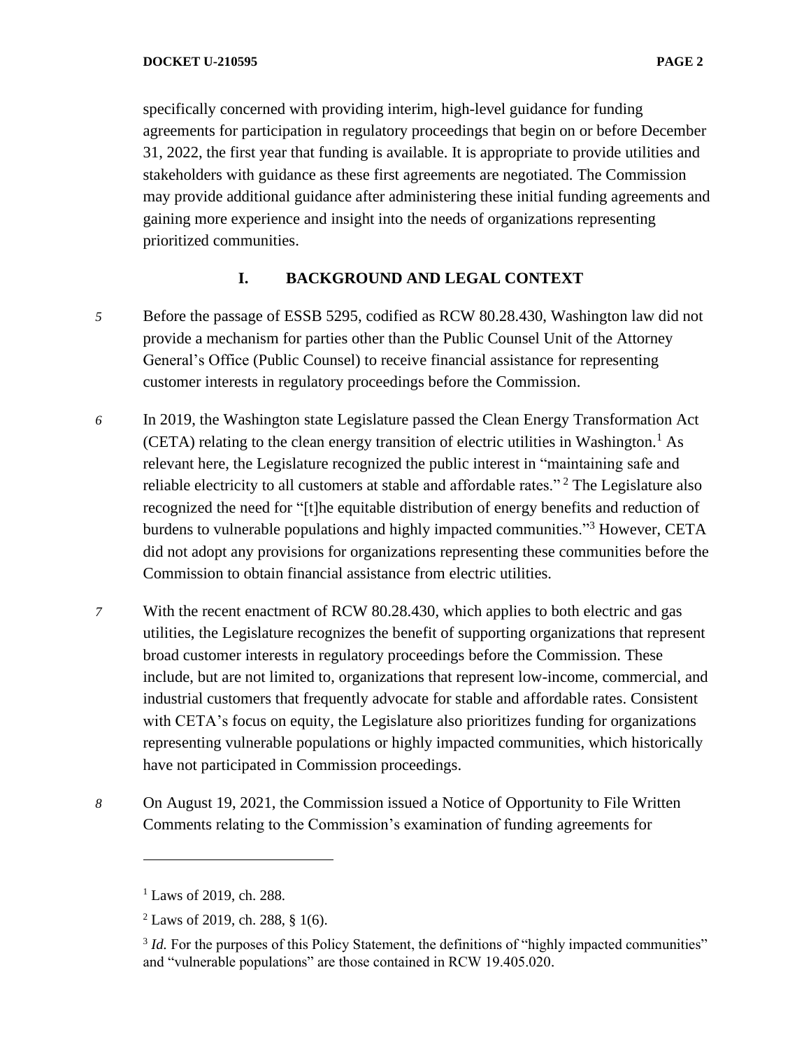specifically concerned with providing interim, high-level guidance for funding agreements for participation in regulatory proceedings that begin on or before December 31, 2022, the first year that funding is available. It is appropriate to provide utilities and stakeholders with guidance as these first agreements are negotiated. The Commission may provide additional guidance after administering these initial funding agreements and gaining more experience and insight into the needs of organizations representing prioritized communities.

## I. BACKGROUND AND LEGAL CONTEXT

*5* Before the passage of ESSB 5295, codified as RCW 80.28.430, Washington law did not provide a mechanism for parties other than the Public Counsel Unit of the Attorney General's Office (Public Counsel) to receive financial assistance for representing customer interests in regulatory proceedings before the Commission.

*6* In 2019, the Washington state Legislature passed the Clean Energy Transformation Act (CETA) relating to the clean energy transition of electric utilities in Washington.[1] As relevant here, the Legislature recognized the public interest in "maintaining safe and reliable electricity to all customers at stable and affordable rates."[2] The Legislature also recognized the need for "[t]he equitable distribution of energy benefits and reduction of burdens to vulnerable populations and highly impacted communities."[3] However, CETA did not adopt any provisions for organizations representing these communities before the Commission to obtain financial assistance from electric utilities.

*7* With the recent enactment of RCW 80.28.430, which applies to both electric and gas utilities, the Legislature recognizes the benefit of supporting organizations that represent broad customer interests in regulatory proceedings before the Commission. These include, but are not limited to, organizations that represent low-income, commercial, and industrial customers that frequently advocate for stable and affordable rates. Consistent with CETA's focus on equity, the Legislature also prioritizes funding for organizations representing vulnerable populations or highly impacted communities, which historically have not participated in Commission proceedings.

*8* On August 19, 2021, the Commission issued a Notice of Opportunity to File Written Comments relating to the Commission's examination of funding agreements for

---

[1] Laws of 2019, ch. 288.

[2] Laws of 2019, ch. 288, § 1(6).

[3] *Id.* For the purposes of this Policy Statement, the definitions of "highly impacted communities" and "vulnerable populations" are those contained in RCW 19.405.020.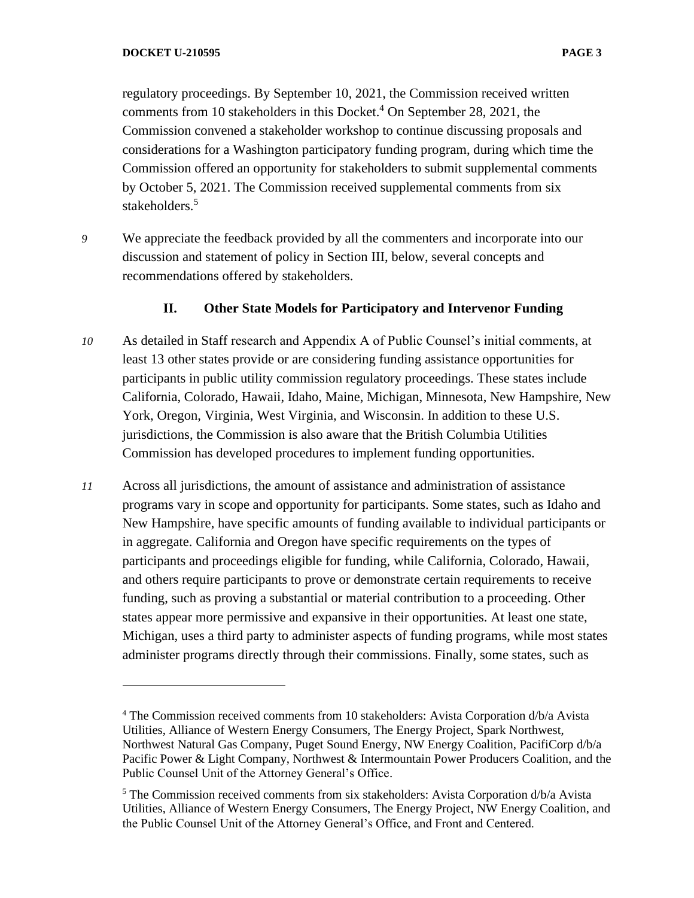regulatory proceedings. By September 10, 2021, the Commission received written comments from 10 stakeholders in this Docket.[4] On September 28, 2021, the Commission convened a stakeholder workshop to continue discussing proposals and considerations for a Washington participatory funding program, during which time the Commission offered an opportunity for stakeholders to submit supplemental comments by October 5, 2021. The Commission received supplemental comments from six stakeholders.[5]

*9* We appreciate the feedback provided by all the commenters and incorporate into our discussion and statement of policy in Section III, below, several concepts and recommendations offered by stakeholders.

## II. Other State Models for Participatory and Intervenor Funding

*10* As detailed in Staff research and Appendix A of Public Counsel's initial comments, at least 13 other states provide or are considering funding assistance opportunities for participants in public utility commission regulatory proceedings. These states include California, Colorado, Hawaii, Idaho, Maine, Michigan, Minnesota, New Hampshire, New York, Oregon, Virginia, West Virginia, and Wisconsin. In addition to these U.S. jurisdictions, the Commission is also aware that the British Columbia Utilities Commission has developed procedures to implement funding opportunities.

*11* Across all jurisdictions, the amount of assistance and administration of assistance programs vary in scope and opportunity for participants. Some states, such as Idaho and New Hampshire, have specific amounts of funding available to individual participants or in aggregate. California and Oregon have specific requirements on the types of participants and proceedings eligible for funding, while California, Colorado, Hawaii, and others require participants to prove or demonstrate certain requirements to receive funding, such as proving a substantial or material contribution to a proceeding. Other states appear more permissive and expansive in their opportunities. At least one state, Michigan, uses a third party to administer aspects of funding programs, while most states administer programs directly through their commissions. Finally, some states, such as

---

[4] The Commission received comments from 10 stakeholders: Avista Corporation d/b/a Avista Utilities, Alliance of Western Energy Consumers, The Energy Project, Spark Northwest, Northwest Natural Gas Company, Puget Sound Energy, NW Energy Coalition, PacifiCorp d/b/a Pacific Power & Light Company, Northwest & Intermountain Power Producers Coalition, and the Public Counsel Unit of the Attorney General's Office.

[5] The Commission received comments from six stakeholders: Avista Corporation d/b/a Avista Utilities, Alliance of Western Energy Consumers, The Energy Project, NW Energy Coalition, and the Public Counsel Unit of the Attorney General's Office, and Front and Centered.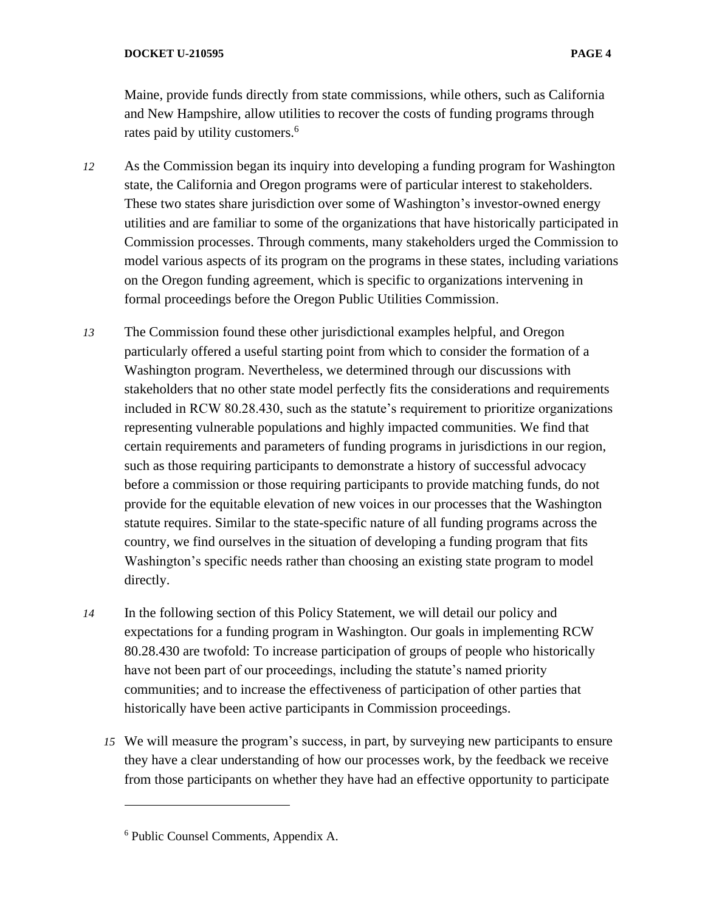Maine, provide funds directly from state commissions, while others, such as California and New Hampshire, allow utilities to recover the costs of funding programs through rates paid by utility customers.[6]

*12* As the Commission began its inquiry into developing a funding program for Washington state, the California and Oregon programs were of particular interest to stakeholders. These two states share jurisdiction over some of Washington's investor-owned energy utilities and are familiar to some of the organizations that have historically participated in Commission processes. Through comments, many stakeholders urged the Commission to model various aspects of its program on the programs in these states, including variations on the Oregon funding agreement, which is specific to organizations intervening in formal proceedings before the Oregon Public Utilities Commission.

*13* The Commission found these other jurisdictional examples helpful, and Oregon particularly offered a useful starting point from which to consider the formation of a Washington program. Nevertheless, we determined through our discussions with stakeholders that no other state model perfectly fits the considerations and requirements included in RCW 80.28.430, such as the statute's requirement to prioritize organizations representing vulnerable populations and highly impacted communities. We find that certain requirements and parameters of funding programs in jurisdictions in our region, such as those requiring participants to demonstrate a history of successful advocacy before a commission or those requiring participants to provide matching funds, do not provide for the equitable elevation of new voices in our processes that the Washington statute requires. Similar to the state-specific nature of all funding programs across the country, we find ourselves in the situation of developing a funding program that fits Washington's specific needs rather than choosing an existing state program to model directly.

*14* In the following section of this Policy Statement, we will detail our policy and expectations for a funding program in Washington. Our goals in implementing RCW 80.28.430 are twofold: To increase participation of groups of people who historically have not been part of our proceedings, including the statute's named priority communities; and to increase the effectiveness of participation of other parties that historically have been active participants in Commission proceedings.

*15* We will measure the program's success, in part, by surveying new participants to ensure they have a clear understanding of how our processes work, by the feedback we receive from those participants on whether they have had an effective opportunity to participate

---

[6] Public Counsel Comments, Appendix A.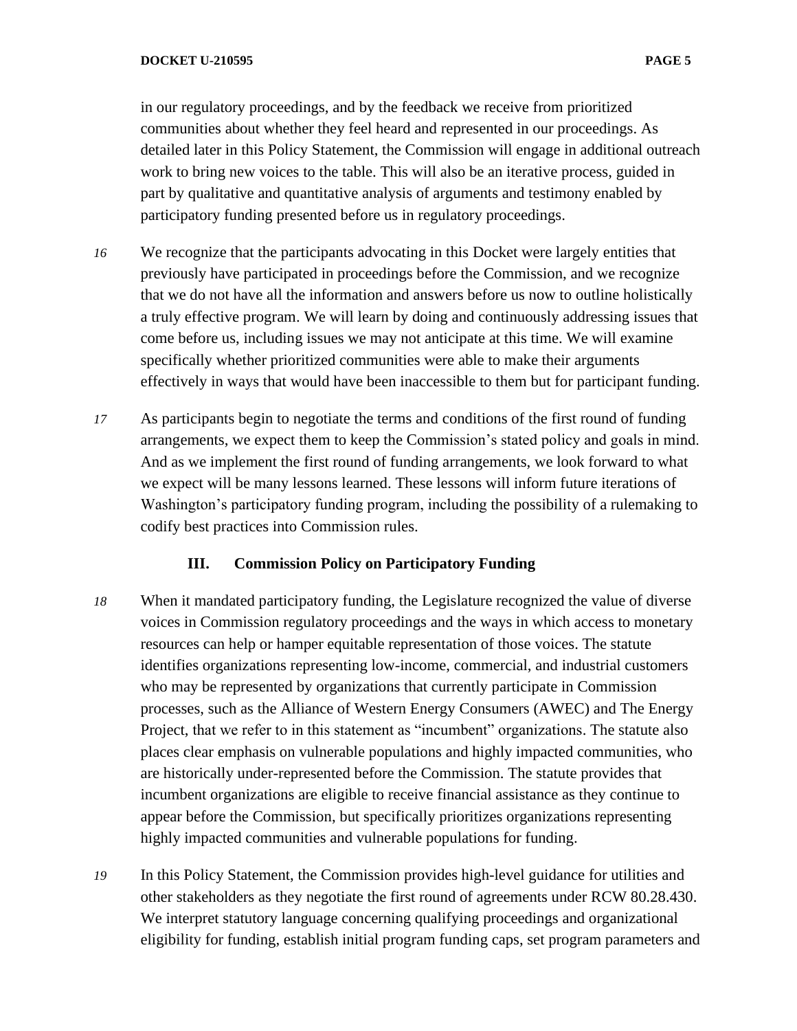in our regulatory proceedings, and by the feedback we receive from prioritized communities about whether they feel heard and represented in our proceedings. As detailed later in this Policy Statement, the Commission will engage in additional outreach work to bring new voices to the table. This will also be an iterative process, guided in part by qualitative and quantitative analysis of arguments and testimony enabled by participatory funding presented before us in regulatory proceedings.

*16* We recognize that the participants advocating in this Docket were largely entities that previously have participated in proceedings before the Commission, and we recognize that we do not have all the information and answers before us now to outline holistically a truly effective program. We will learn by doing and continuously addressing issues that come before us, including issues we may not anticipate at this time. We will examine specifically whether prioritized communities were able to make their arguments effectively in ways that would have been inaccessible to them but for participant funding.

*17* As participants begin to negotiate the terms and conditions of the first round of funding arrangements, we expect them to keep the Commission's stated policy and goals in mind. And as we implement the first round of funding arrangements, we look forward to what we expect will be many lessons learned. These lessons will inform future iterations of Washington's participatory funding program, including the possibility of a rulemaking to codify best practices into Commission rules.

## III. Commission Policy on Participatory Funding

*18* When it mandated participatory funding, the Legislature recognized the value of diverse voices in Commission regulatory proceedings and the ways in which access to monetary resources can help or hamper equitable representation of those voices. The statute identifies organizations representing low-income, commercial, and industrial customers who may be represented by organizations that currently participate in Commission processes, such as the Alliance of Western Energy Consumers (AWEC) and The Energy Project, that we refer to in this statement as "incumbent" organizations. The statute also places clear emphasis on vulnerable populations and highly impacted communities, who are historically under-represented before the Commission. The statute provides that incumbent organizations are eligible to receive financial assistance as they continue to appear before the Commission, but specifically prioritizes organizations representing highly impacted communities and vulnerable populations for funding.

*19* In this Policy Statement, the Commission provides high-level guidance for utilities and other stakeholders as they negotiate the first round of agreements under RCW 80.28.430. We interpret statutory language concerning qualifying proceedings and organizational eligibility for funding, establish initial program funding caps, set program parameters and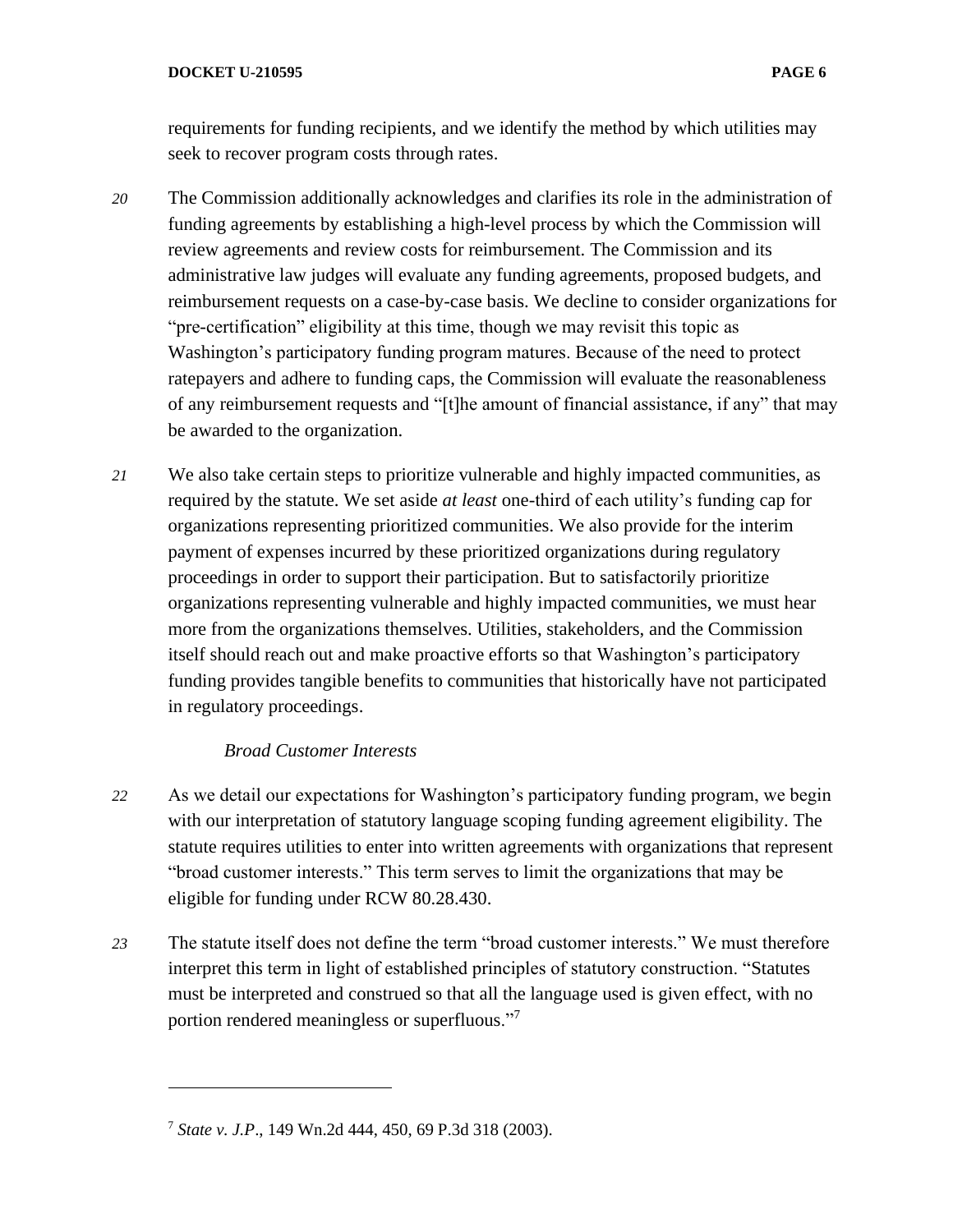requirements for funding recipients, and we identify the method by which utilities may seek to recover program costs through rates.

*20* The Commission additionally acknowledges and clarifies its role in the administration of funding agreements by establishing a high-level process by which the Commission will review agreements and review costs for reimbursement. The Commission and its administrative law judges will evaluate any funding agreements, proposed budgets, and reimbursement requests on a case-by-case basis. We decline to consider organizations for "pre-certification" eligibility at this time, though we may revisit this topic as Washington's participatory funding program matures. Because of the need to protect ratepayers and adhere to funding caps, the Commission will evaluate the reasonableness of any reimbursement requests and "[t]he amount of financial assistance, if any" that may be awarded to the organization.

*21* We also take certain steps to prioritize vulnerable and highly impacted communities, as required by the statute. We set aside *at least* one-third of each utility's funding cap for organizations representing prioritized communities. We also provide for the interim payment of expenses incurred by these prioritized organizations during regulatory proceedings in order to support their participation. But to satisfactorily prioritize organizations representing vulnerable and highly impacted communities, we must hear more from the organizations themselves. Utilities, stakeholders, and the Commission itself should reach out and make proactive efforts so that Washington's participatory funding provides tangible benefits to communities that historically have not participated in regulatory proceedings.

*Broad Customer Interests*

*22* As we detail our expectations for Washington's participatory funding program, we begin with our interpretation of statutory language scoping funding agreement eligibility. The statute requires utilities to enter into written agreements with organizations that represent "broad customer interests." This term serves to limit the organizations that may be eligible for funding under RCW 80.28.430.

*23* The statute itself does not define the term "broad customer interests." We must therefore interpret this term in light of established principles of statutory construction. "Statutes must be interpreted and construed so that all the language used is given effect, with no portion rendered meaningless or superfluous."[7]

---

[7] *State v. J.P.*, 149 Wn.2d 444, 450, 69 P.3d 318 (2003).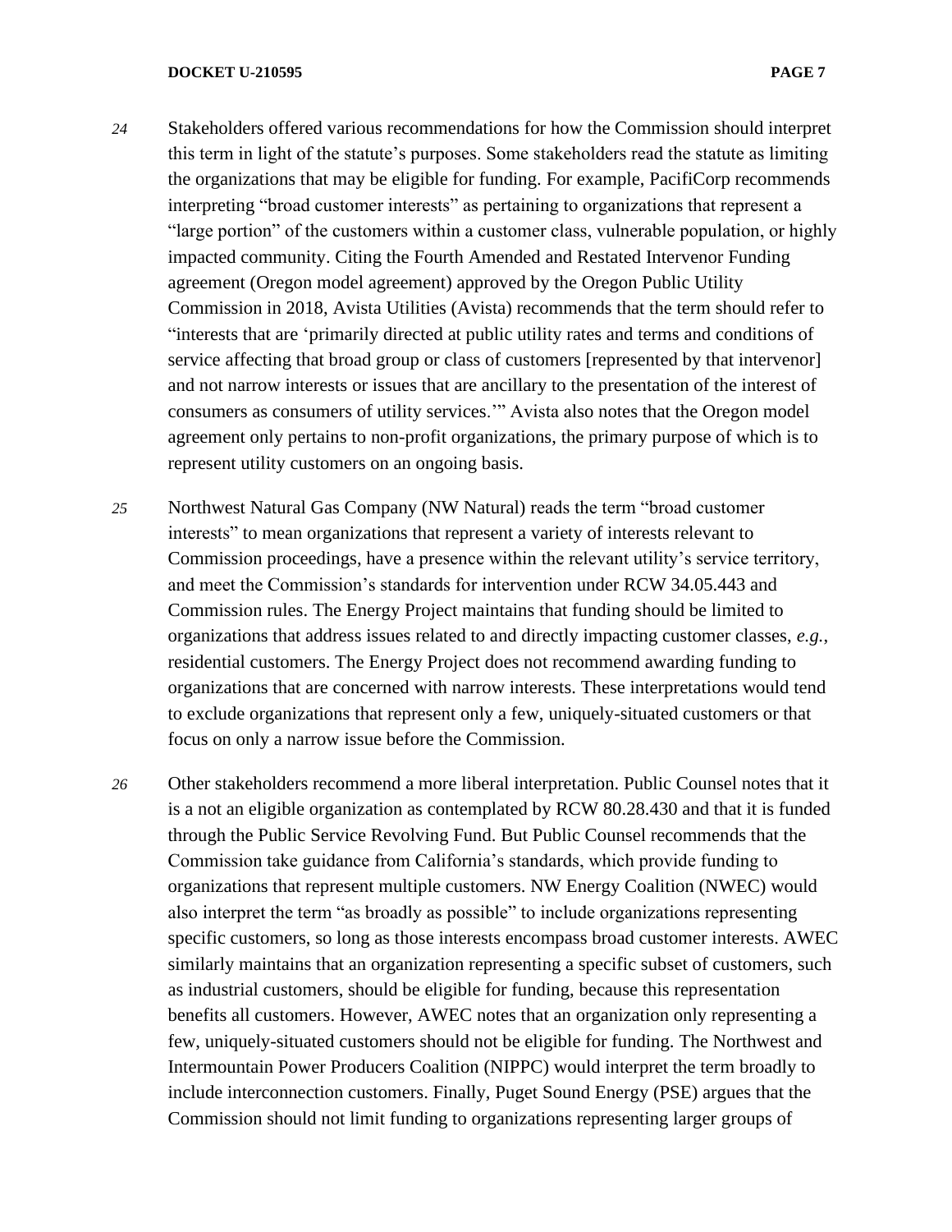*24* Stakeholders offered various recommendations for how the Commission should interpret this term in light of the statute's purposes. Some stakeholders read the statute as limiting the organizations that may be eligible for funding. For example, PacifiCorp recommends interpreting "broad customer interests" as pertaining to organizations that represent a "large portion" of the customers within a customer class, vulnerable population, or highly impacted community. Citing the Fourth Amended and Restated Intervenor Funding agreement (Oregon model agreement) approved by the Oregon Public Utility Commission in 2018, Avista Utilities (Avista) recommends that the term should refer to "interests that are 'primarily directed at public utility rates and terms and conditions of service affecting that broad group or class of customers [represented by that intervenor] and not narrow interests or issues that are ancillary to the presentation of the interest of consumers as consumers of utility services.'" Avista also notes that the Oregon model agreement only pertains to non-profit organizations, the primary purpose of which is to represent utility customers on an ongoing basis.

*25* Northwest Natural Gas Company (NW Natural) reads the term "broad customer interests" to mean organizations that represent a variety of interests relevant to Commission proceedings, have a presence within the relevant utility's service territory, and meet the Commission's standards for intervention under RCW 34.05.443 and Commission rules. The Energy Project maintains that funding should be limited to organizations that address issues related to and directly impacting customer classes, *e.g.*, residential customers. The Energy Project does not recommend awarding funding to organizations that are concerned with narrow interests. These interpretations would tend to exclude organizations that represent only a few, uniquely-situated customers or that focus on only a narrow issue before the Commission.

*26* Other stakeholders recommend a more liberal interpretation. Public Counsel notes that it is a not an eligible organization as contemplated by RCW 80.28.430 and that it is funded through the Public Service Revolving Fund. But Public Counsel recommends that the Commission take guidance from California's standards, which provide funding to organizations that represent multiple customers. NW Energy Coalition (NWEC) would also interpret the term "as broadly as possible" to include organizations representing specific customers, so long as those interests encompass broad customer interests. AWEC similarly maintains that an organization representing a specific subset of customers, such as industrial customers, should be eligible for funding, because this representation benefits all customers. However, AWEC notes that an organization only representing a few, uniquely-situated customers should not be eligible for funding. The Northwest and Intermountain Power Producers Coalition (NIPPC) would interpret the term broadly to include interconnection customers. Finally, Puget Sound Energy (PSE) argues that the Commission should not limit funding to organizations representing larger groups of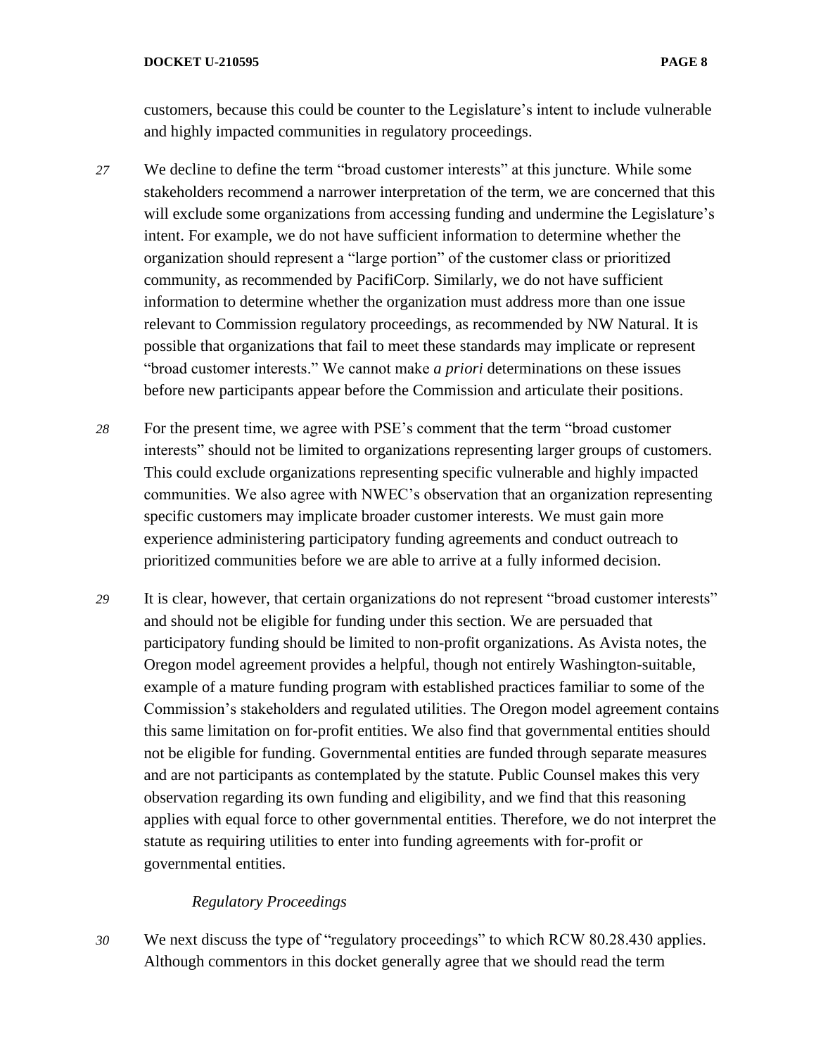customers, because this could be counter to the Legislature's intent to include vulnerable and highly impacted communities in regulatory proceedings.

*27* We decline to define the term "broad customer interests" at this juncture. While some stakeholders recommend a narrower interpretation of the term, we are concerned that this will exclude some organizations from accessing funding and undermine the Legislature's intent. For example, we do not have sufficient information to determine whether the organization should represent a "large portion" of the customer class or prioritized community, as recommended by PacifiCorp. Similarly, we do not have sufficient information to determine whether the organization must address more than one issue relevant to Commission regulatory proceedings, as recommended by NW Natural. It is possible that organizations that fail to meet these standards may implicate or represent "broad customer interests." We cannot make *a priori* determinations on these issues before new participants appear before the Commission and articulate their positions.

*28* For the present time, we agree with PSE's comment that the term "broad customer interests" should not be limited to organizations representing larger groups of customers. This could exclude organizations representing specific vulnerable and highly impacted communities. We also agree with NWEC's observation that an organization representing specific customers may implicate broader customer interests. We must gain more experience administering participatory funding agreements and conduct outreach to prioritized communities before we are able to arrive at a fully informed decision.

*29* It is clear, however, that certain organizations do not represent "broad customer interests" and should not be eligible for funding under this section. We are persuaded that participatory funding should be limited to non-profit organizations. As Avista notes, the Oregon model agreement provides a helpful, though not entirely Washington-suitable, example of a mature funding program with established practices familiar to some of the Commission's stakeholders and regulated utilities. The Oregon model agreement contains this same limitation on for-profit entities. We also find that governmental entities should not be eligible for funding. Governmental entities are funded through separate measures and are not participants as contemplated by the statute. Public Counsel makes this very observation regarding its own funding and eligibility, and we find that this reasoning applies with equal force to other governmental entities. Therefore, we do not interpret the statute as requiring utilities to enter into funding agreements with for-profit or governmental entities.

*Regulatory Proceedings*

*30* We next discuss the type of "regulatory proceedings" to which RCW 80.28.430 applies. Although commentors in this docket generally agree that we should read the term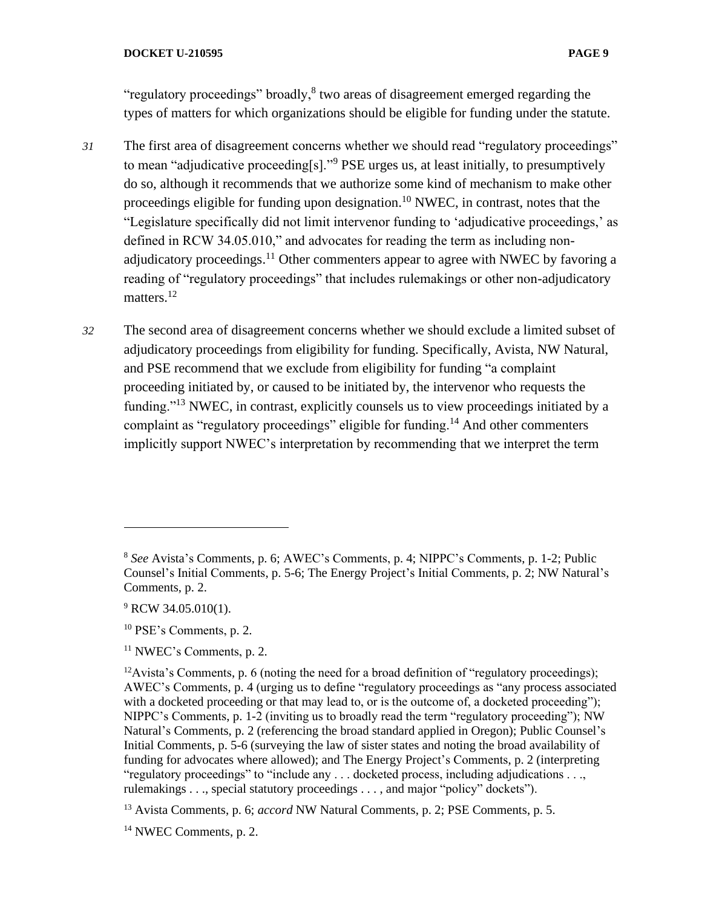"regulatory proceedings" broadly,[8] two areas of disagreement emerged regarding the types of matters for which organizations should be eligible for funding under the statute.

*31* The first area of disagreement concerns whether we should read "regulatory proceedings" to mean "adjudicative proceeding[s]."[9] PSE urges us, at least initially, to presumptively do so, although it recommends that we authorize some kind of mechanism to make other proceedings eligible for funding upon designation.[10] NWEC, in contrast, notes that the "Legislature specifically did not limit intervenor funding to 'adjudicative proceedings,' as defined in RCW 34.05.010," and advocates for reading the term as including non-adjudicatory proceedings.[11] Other commenters appear to agree with NWEC by favoring a reading of "regulatory proceedings" that includes rulemakings or other non-adjudicatory matters.[12]

*32* The second area of disagreement concerns whether we should exclude a limited subset of adjudicatory proceedings from eligibility for funding. Specifically, Avista, NW Natural, and PSE recommend that we exclude from eligibility for funding "a complaint proceeding initiated by, or caused to be initiated by, the intervenor who requests the funding."[13] NWEC, in contrast, explicitly counsels us to view proceedings initiated by a complaint as "regulatory proceedings" eligible for funding.[14] And other commenters implicitly support NWEC's interpretation by recommending that we interpret the term

---

[8] *See* Avista's Comments, p. 6; AWEC's Comments, p. 4; NIPPC's Comments, p. 1-2; Public Counsel's Initial Comments, p. 5-6; The Energy Project's Initial Comments, p. 2; NW Natural's Comments, p. 2.

[9] RCW 34.05.010(1).

[10] PSE's Comments, p. 2.

[11] NWEC's Comments, p. 2.

[12] Avista's Comments, p. 6 (noting the need for a broad definition of "regulatory proceedings); AWEC's Comments, p. 4 (urging us to define "regulatory proceedings as "any process associated with a docketed proceeding or that may lead to, or is the outcome of, a docketed proceeding"); NIPPC's Comments, p. 1-2 (inviting us to broadly read the term "regulatory proceeding"); NW Natural's Comments, p. 2 (referencing the broad standard applied in Oregon); Public Counsel's Initial Comments, p. 5-6 (surveying the law of sister states and noting the broad availability of funding for advocates where allowed); and The Energy Project's Comments, p. 2 (interpreting "regulatory proceedings" to "include any . . . docketed process, including adjudications . . ., rulemakings . . ., special statutory proceedings . . . , and major "policy" dockets").

[13] Avista Comments, p. 6; *accord* NW Natural Comments, p. 2; PSE Comments, p. 5.

[14] NWEC Comments, p. 2.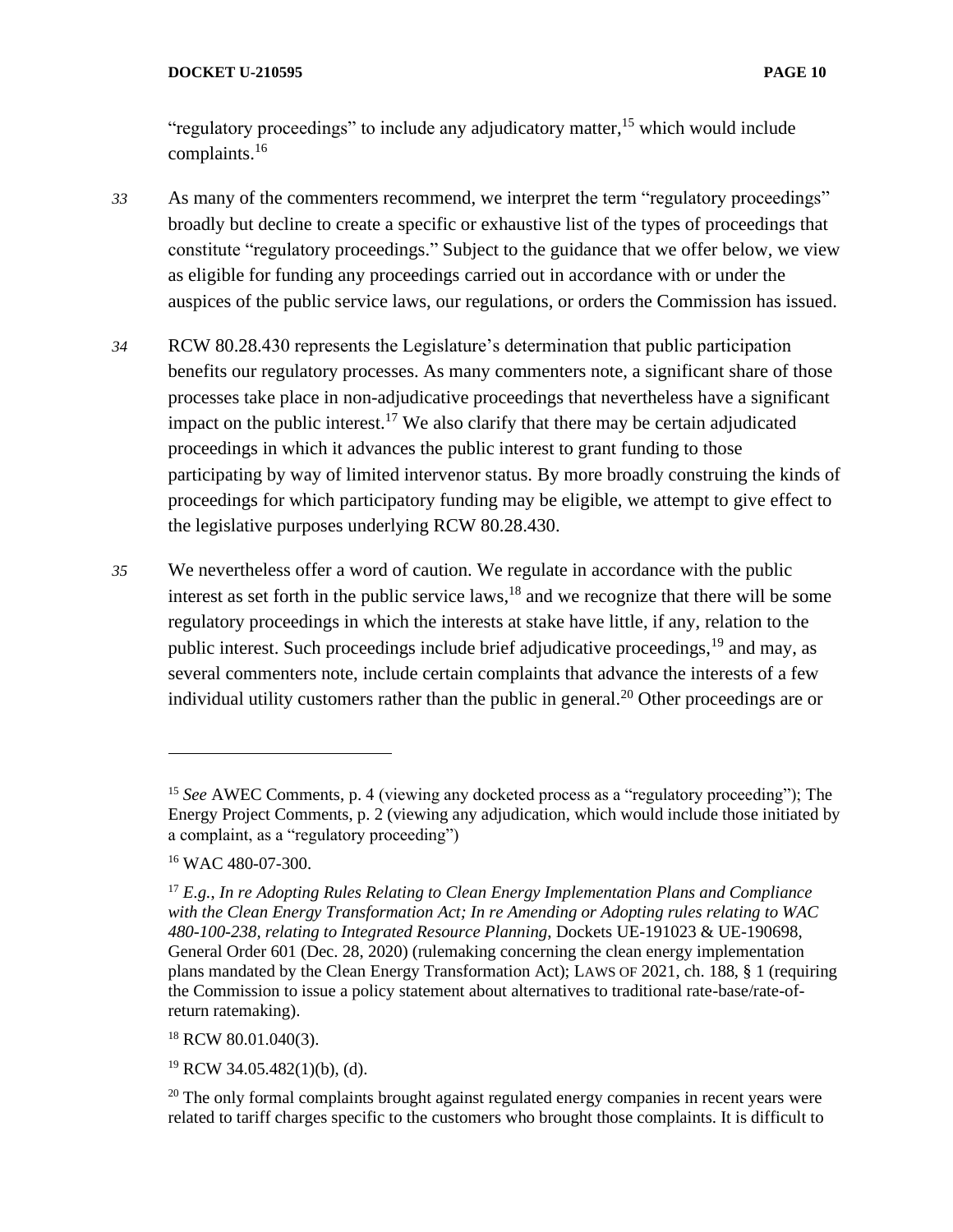"regulatory proceedings" to include any adjudicatory matter,[15] which would include complaints.[16]

*33* As many of the commenters recommend, we interpret the term "regulatory proceedings" broadly but decline to create a specific or exhaustive list of the types of proceedings that constitute "regulatory proceedings." Subject to the guidance that we offer below, we view as eligible for funding any proceedings carried out in accordance with or under the auspices of the public service laws, our regulations, or orders the Commission has issued.

*34* RCW 80.28.430 represents the Legislature's determination that public participation benefits our regulatory processes. As many commenters note, a significant share of those processes take place in non-adjudicative proceedings that nevertheless have a significant impact on the public interest.[17] We also clarify that there may be certain adjudicated proceedings in which it advances the public interest to grant funding to those participating by way of limited intervenor status. By more broadly construing the kinds of proceedings for which participatory funding may be eligible, we attempt to give effect to the legislative purposes underlying RCW 80.28.430.

*35* We nevertheless offer a word of caution. We regulate in accordance with the public interest as set forth in the public service laws,[18] and we recognize that there will be some regulatory proceedings in which the interests at stake have little, if any, relation to the public interest. Such proceedings include brief adjudicative proceedings,[19] and may, as several commenters note, include certain complaints that advance the interests of a few individual utility customers rather than the public in general.[20] Other proceedings are or

---

[15] *See* AWEC Comments, p. 4 (viewing any docketed process as a "regulatory proceeding"); The Energy Project Comments, p. 2 (viewing any adjudication, which would include those initiated by a complaint, as a "regulatory proceeding")

[16] WAC 480-07-300.

[17] *E.g.*, *In re Adopting Rules Relating to Clean Energy Implementation Plans and Compliance with the Clean Energy Transformation Act; In re Amending or Adopting rules relating to WAC 480-100-238, relating to Integrated Resource Planning*, Dockets UE-191023 & UE-190698, General Order 601 (Dec. 28, 2020) (rulemaking concerning the clean energy implementation plans mandated by the Clean Energy Transformation Act); LAWS OF 2021, ch. 188, § 1 (requiring the Commission to issue a policy statement about alternatives to traditional rate-base/rate-of-return ratemaking).

[18] RCW 80.01.040(3).

[19] RCW 34.05.482(1)(b), (d).

[20] The only formal complaints brought against regulated energy companies in recent years were related to tariff charges specific to the customers who brought those complaints. It is difficult to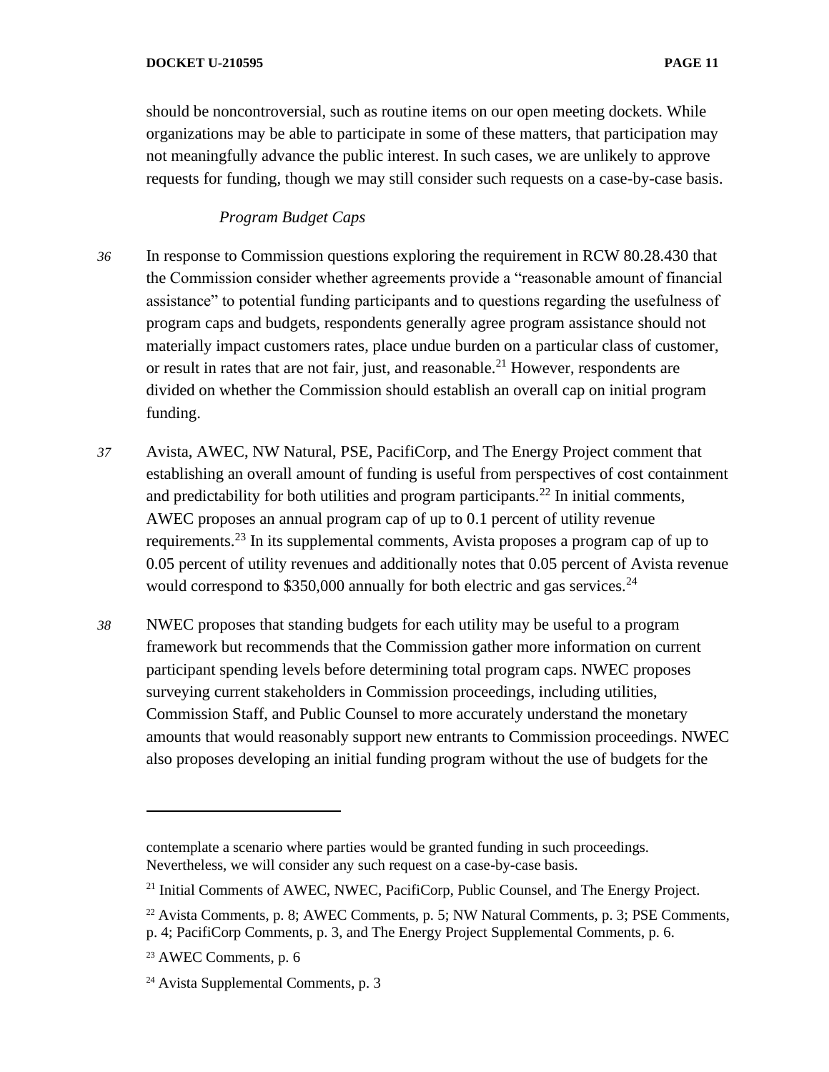should be noncontroversial, such as routine items on our open meeting dockets. While organizations may be able to participate in some of these matters, that participation may not meaningfully advance the public interest. In such cases, we are unlikely to approve requests for funding, though we may still consider such requests on a case-by-case basis.

*Program Budget Caps*

*36* In response to Commission questions exploring the requirement in RCW 80.28.430 that the Commission consider whether agreements provide a "reasonable amount of financial assistance" to potential funding participants and to questions regarding the usefulness of program caps and budgets, respondents generally agree program assistance should not materially impact customers rates, place undue burden on a particular class of customer, or result in rates that are not fair, just, and reasonable.[21] However, respondents are divided on whether the Commission should establish an overall cap on initial program funding.

*37* Avista, AWEC, NW Natural, PSE, PacifiCorp, and The Energy Project comment that establishing an overall amount of funding is useful from perspectives of cost containment and predictability for both utilities and program participants.[22] In initial comments, AWEC proposes an annual program cap of up to 0.1 percent of utility revenue requirements.[23] In its supplemental comments, Avista proposes a program cap of up to 0.05 percent of utility revenues and additionally notes that 0.05 percent of Avista revenue would correspond to $350,000 annually for both electric and gas services.[24]

*38* NWEC proposes that standing budgets for each utility may be useful to a program framework but recommends that the Commission gather more information on current participant spending levels before determining total program caps. NWEC proposes surveying current stakeholders in Commission proceedings, including utilities, Commission Staff, and Public Counsel to more accurately understand the monetary amounts that would reasonably support new entrants to Commission proceedings. NWEC also proposes developing an initial funding program without the use of budgets for the

---

contemplate a scenario where parties would be granted funding in such proceedings. Nevertheless, we will consider any such request on a case-by-case basis.

[21] Initial Comments of AWEC, NWEC, PacifiCorp, Public Counsel, and The Energy Project.

[22] Avista Comments, p. 8; AWEC Comments, p. 5; NW Natural Comments, p. 3; PSE Comments, p. 4; PacifiCorp Comments, p. 3, and The Energy Project Supplemental Comments, p. 6.

[23] AWEC Comments, p. 6

[24] Avista Supplemental Comments, p. 3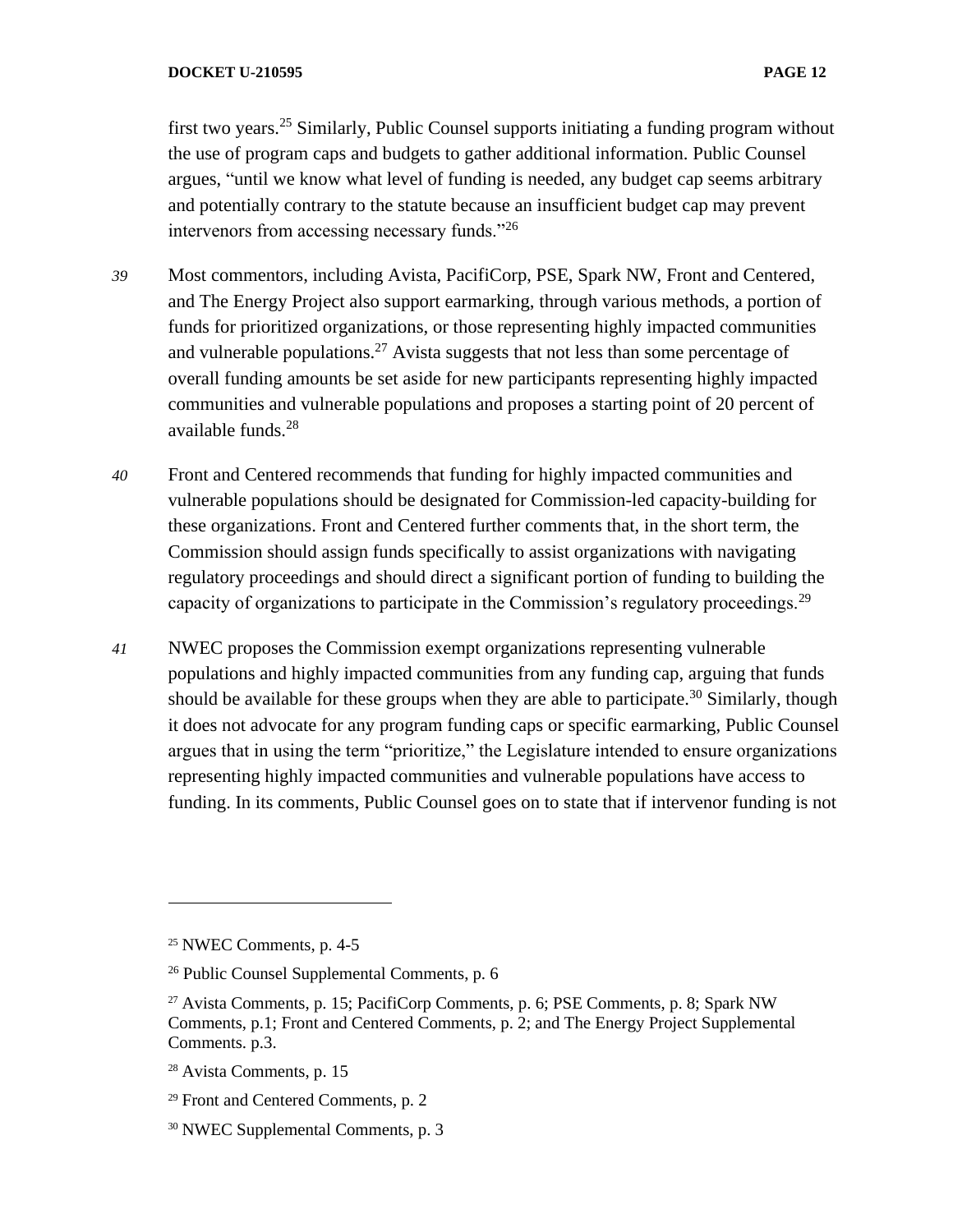first two years.[25] Similarly, Public Counsel supports initiating a funding program without the use of program caps and budgets to gather additional information. Public Counsel argues, "until we know what level of funding is needed, any budget cap seems arbitrary and potentially contrary to the statute because an insufficient budget cap may prevent intervenors from accessing necessary funds."[26]

*39* Most commentors, including Avista, PacifiCorp, PSE, Spark NW, Front and Centered, and The Energy Project also support earmarking, through various methods, a portion of funds for prioritized organizations, or those representing highly impacted communities and vulnerable populations.[27] Avista suggests that not less than some percentage of overall funding amounts be set aside for new participants representing highly impacted communities and vulnerable populations and proposes a starting point of 20 percent of available funds.[28]

*40* Front and Centered recommends that funding for highly impacted communities and vulnerable populations should be designated for Commission-led capacity-building for these organizations. Front and Centered further comments that, in the short term, the Commission should assign funds specifically to assist organizations with navigating regulatory proceedings and should direct a significant portion of funding to building the capacity of organizations to participate in the Commission's regulatory proceedings.[29]

*41* NWEC proposes the Commission exempt organizations representing vulnerable populations and highly impacted communities from any funding cap, arguing that funds should be available for these groups when they are able to participate.[30] Similarly, though it does not advocate for any program funding caps or specific earmarking, Public Counsel argues that in using the term "prioritize," the Legislature intended to ensure organizations representing highly impacted communities and vulnerable populations have access to funding. In its comments, Public Counsel goes on to state that if intervenor funding is not

---

[25] NWEC Comments, p. 4-5

[26] Public Counsel Supplemental Comments, p. 6

[27] Avista Comments, p. 15; PacifiCorp Comments, p. 6; PSE Comments, p. 8; Spark NW Comments, p.1; Front and Centered Comments, p. 2; and The Energy Project Supplemental Comments. p.3.

[28] Avista Comments, p. 15

[29] Front and Centered Comments, p. 2

[30] NWEC Supplemental Comments, p. 3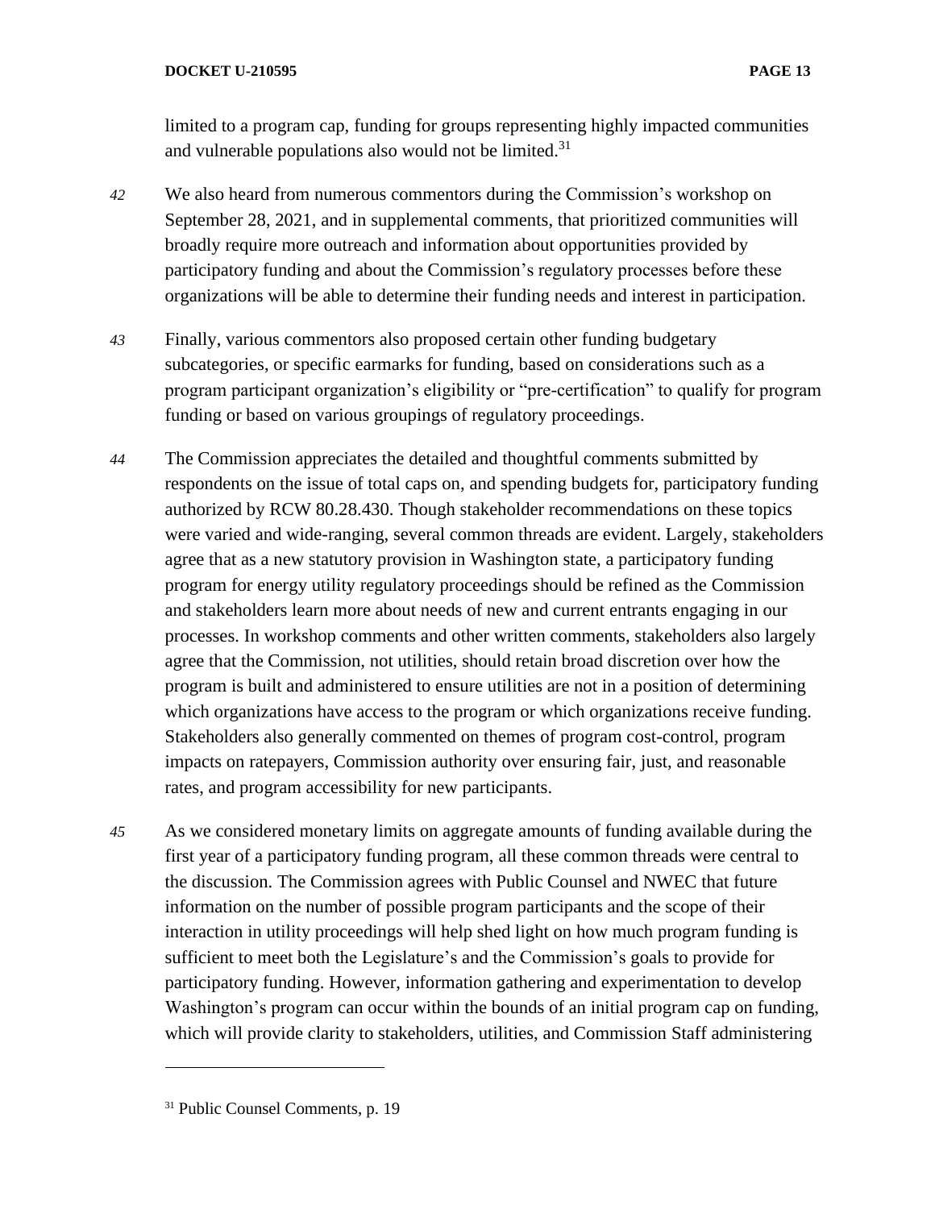limited to a program cap, funding for groups representing highly impacted communities and vulnerable populations also would not be limited.[31]

*42* We also heard from numerous commentors during the Commission's workshop on September 28, 2021, and in supplemental comments, that prioritized communities will broadly require more outreach and information about opportunities provided by participatory funding and about the Commission's regulatory processes before these organizations will be able to determine their funding needs and interest in participation.

*43* Finally, various commentors also proposed certain other funding budgetary subcategories, or specific earmarks for funding, based on considerations such as a program participant organization's eligibility or "pre-certification" to qualify for program funding or based on various groupings of regulatory proceedings.

*44* The Commission appreciates the detailed and thoughtful comments submitted by respondents on the issue of total caps on, and spending budgets for, participatory funding authorized by RCW 80.28.430. Though stakeholder recommendations on these topics were varied and wide-ranging, several common threads are evident. Largely, stakeholders agree that as a new statutory provision in Washington state, a participatory funding program for energy utility regulatory proceedings should be refined as the Commission and stakeholders learn more about needs of new and current entrants engaging in our processes. In workshop comments and other written comments, stakeholders also largely agree that the Commission, not utilities, should retain broad discretion over how the program is built and administered to ensure utilities are not in a position of determining which organizations have access to the program or which organizations receive funding. Stakeholders also generally commented on themes of program cost-control, program impacts on ratepayers, Commission authority over ensuring fair, just, and reasonable rates, and program accessibility for new participants.

*45* As we considered monetary limits on aggregate amounts of funding available during the first year of a participatory funding program, all these common threads were central to the discussion. The Commission agrees with Public Counsel and NWEC that future information on the number of possible program participants and the scope of their interaction in utility proceedings will help shed light on how much program funding is sufficient to meet both the Legislature's and the Commission's goals to provide for participatory funding. However, information gathering and experimentation to develop Washington's program can occur within the bounds of an initial program cap on funding, which will provide clarity to stakeholders, utilities, and Commission Staff administering

---

[31] Public Counsel Comments, p. 19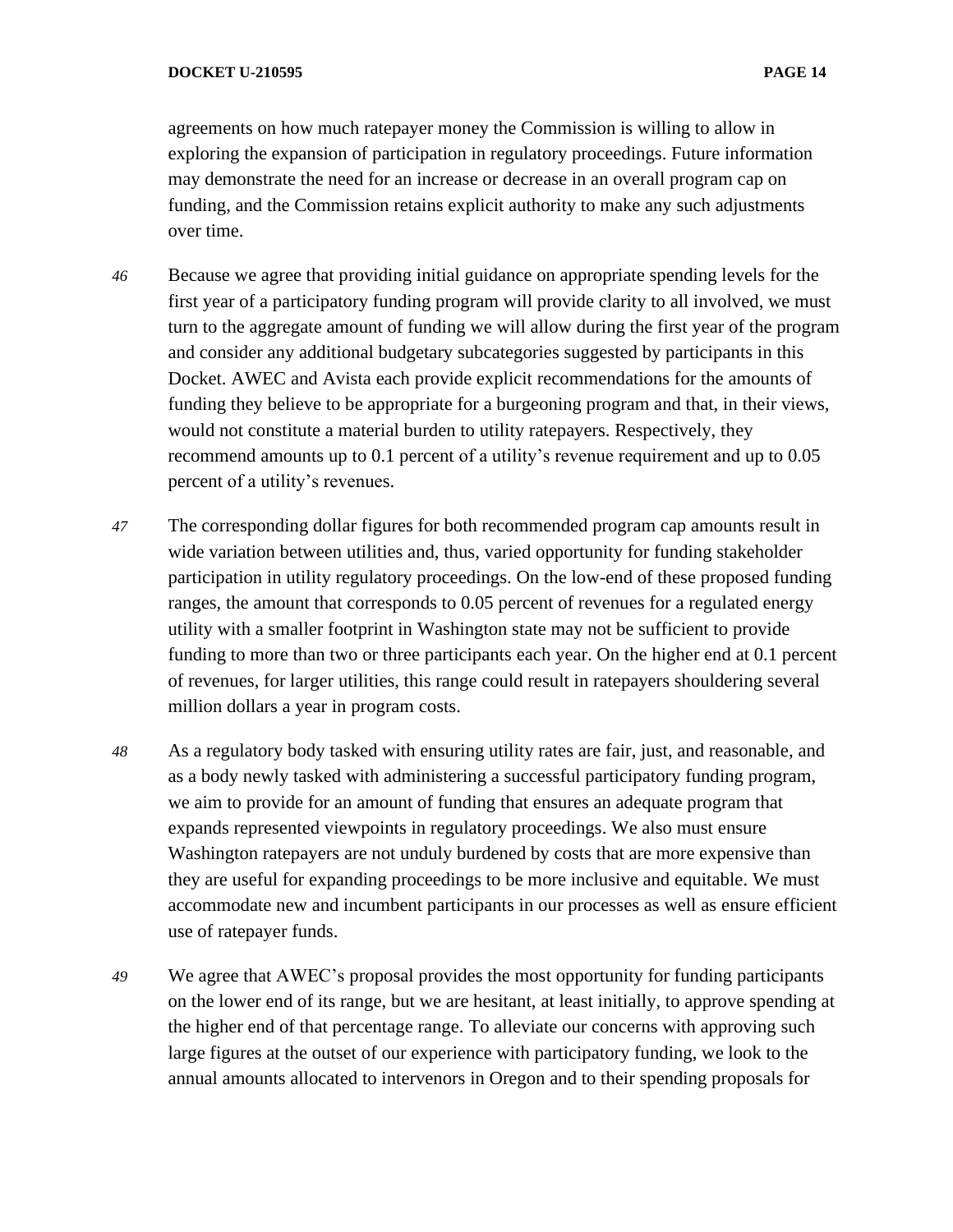agreements on how much ratepayer money the Commission is willing to allow in exploring the expansion of participation in regulatory proceedings. Future information may demonstrate the need for an increase or decrease in an overall program cap on funding, and the Commission retains explicit authority to make any such adjustments over time.

*46* Because we agree that providing initial guidance on appropriate spending levels for the first year of a participatory funding program will provide clarity to all involved, we must turn to the aggregate amount of funding we will allow during the first year of the program and consider any additional budgetary subcategories suggested by participants in this Docket. AWEC and Avista each provide explicit recommendations for the amounts of funding they believe to be appropriate for a burgeoning program and that, in their views, would not constitute a material burden to utility ratepayers. Respectively, they recommend amounts up to 0.1 percent of a utility's revenue requirement and up to 0.05 percent of a utility's revenues.

*47* The corresponding dollar figures for both recommended program cap amounts result in wide variation between utilities and, thus, varied opportunity for funding stakeholder participation in utility regulatory proceedings. On the low-end of these proposed funding ranges, the amount that corresponds to 0.05 percent of revenues for a regulated energy utility with a smaller footprint in Washington state may not be sufficient to provide funding to more than two or three participants each year. On the higher end at 0.1 percent of revenues, for larger utilities, this range could result in ratepayers shouldering several million dollars a year in program costs.

*48* As a regulatory body tasked with ensuring utility rates are fair, just, and reasonable, and as a body newly tasked with administering a successful participatory funding program, we aim to provide for an amount of funding that ensures an adequate program that expands represented viewpoints in regulatory proceedings. We also must ensure Washington ratepayers are not unduly burdened by costs that are more expensive than they are useful for expanding proceedings to be more inclusive and equitable. We must accommodate new and incumbent participants in our processes as well as ensure efficient use of ratepayer funds.

*49* We agree that AWEC's proposal provides the most opportunity for funding participants on the lower end of its range, but we are hesitant, at least initially, to approve spending at the higher end of that percentage range. To alleviate our concerns with approving such large figures at the outset of our experience with participatory funding, we look to the annual amounts allocated to intervenors in Oregon and to their spending proposals for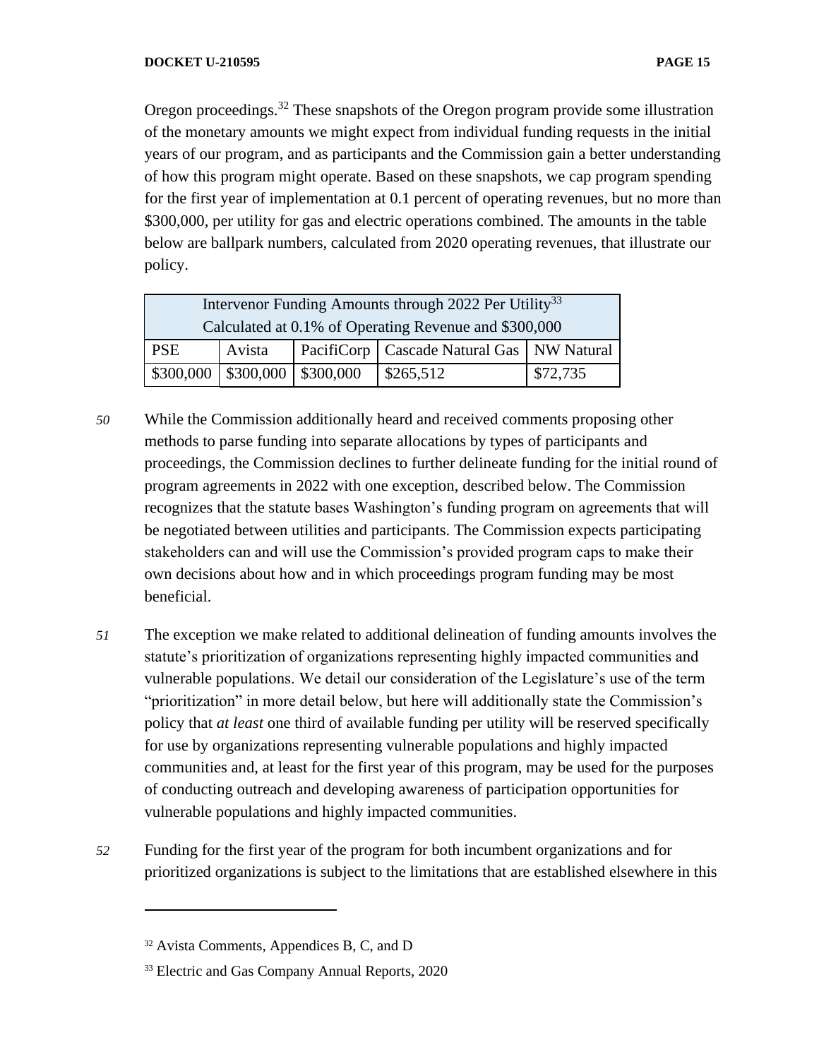Oregon proceedings.[32] These snapshots of the Oregon program provide some illustration of the monetary amounts we might expect from individual funding requests in the initial years of our program, and as participants and the Commission gain a better understanding of how this program might operate. Based on these snapshots, we cap program spending for the first year of implementation at 0.1 percent of operating revenues, but no more than $300,000, per utility for gas and electric operations combined. The amounts in the table below are ballpark numbers, calculated from 2020 operating revenues, that illustrate our policy.

| Intervenor Funding Amounts through 2022 Per Utility[33] Calculated at 0.1% of Operating Revenue and $300,000 | | | | |
|---|---|---|---|---|
| PSE | Avista | PacifiCorp | Cascade Natural Gas | NW Natural |
| $300,000 | $300,000 | $300,000 | $265,512 | $72,735 |

*50* While the Commission additionally heard and received comments proposing other methods to parse funding into separate allocations by types of participants and proceedings, the Commission declines to further delineate funding for the initial round of program agreements in 2022 with one exception, described below. The Commission recognizes that the statute bases Washington's funding program on agreements that will be negotiated between utilities and participants. The Commission expects participating stakeholders can and will use the Commission's provided program caps to make their own decisions about how and in which proceedings program funding may be most beneficial.

*51* The exception we make related to additional delineation of funding amounts involves the statute's prioritization of organizations representing highly impacted communities and vulnerable populations. We detail our consideration of the Legislature's use of the term "prioritization" in more detail below, but here will additionally state the Commission's policy that *at least* one third of available funding per utility will be reserved specifically for use by organizations representing vulnerable populations and highly impacted communities and, at least for the first year of this program, may be used for the purposes of conducting outreach and developing awareness of participation opportunities for vulnerable populations and highly impacted communities.

*52* Funding for the first year of the program for both incumbent organizations and for prioritized organizations is subject to the limitations that are established elsewhere in this

---

[32] Avista Comments, Appendices B, C, and D

[33] Electric and Gas Company Annual Reports, 2020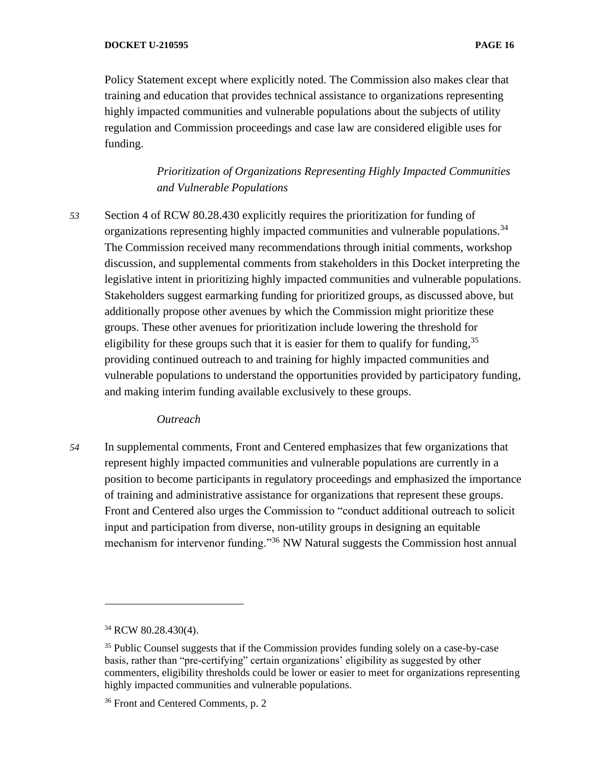Policy Statement except where explicitly noted. The Commission also makes clear that training and education that provides technical assistance to organizations representing highly impacted communities and vulnerable populations about the subjects of utility regulation and Commission proceedings and case law are considered eligible uses for funding.

*Prioritization of Organizations Representing Highly Impacted Communities and Vulnerable Populations*

*53* Section 4 of RCW 80.28.430 explicitly requires the prioritization for funding of organizations representing highly impacted communities and vulnerable populations.[34] The Commission received many recommendations through initial comments, workshop discussion, and supplemental comments from stakeholders in this Docket interpreting the legislative intent in prioritizing highly impacted communities and vulnerable populations. Stakeholders suggest earmarking funding for prioritized groups, as discussed above, but additionally propose other avenues by which the Commission might prioritize these groups. These other avenues for prioritization include lowering the threshold for eligibility for these groups such that it is easier for them to qualify for funding,[35] providing continued outreach to and training for highly impacted communities and vulnerable populations to understand the opportunities provided by participatory funding, and making interim funding available exclusively to these groups.

*Outreach*

*54* In supplemental comments, Front and Centered emphasizes that few organizations that represent highly impacted communities and vulnerable populations are currently in a position to become participants in regulatory proceedings and emphasized the importance of training and administrative assistance for organizations that represent these groups. Front and Centered also urges the Commission to "conduct additional outreach to solicit input and participation from diverse, non-utility groups in designing an equitable mechanism for intervenor funding."[36] NW Natural suggests the Commission host annual

---

[34] RCW 80.28.430(4).

[35] Public Counsel suggests that if the Commission provides funding solely on a case-by-case basis, rather than "pre-certifying" certain organizations' eligibility as suggested by other commenters, eligibility thresholds could be lower or easier to meet for organizations representing highly impacted communities and vulnerable populations.

[36] Front and Centered Comments, p. 2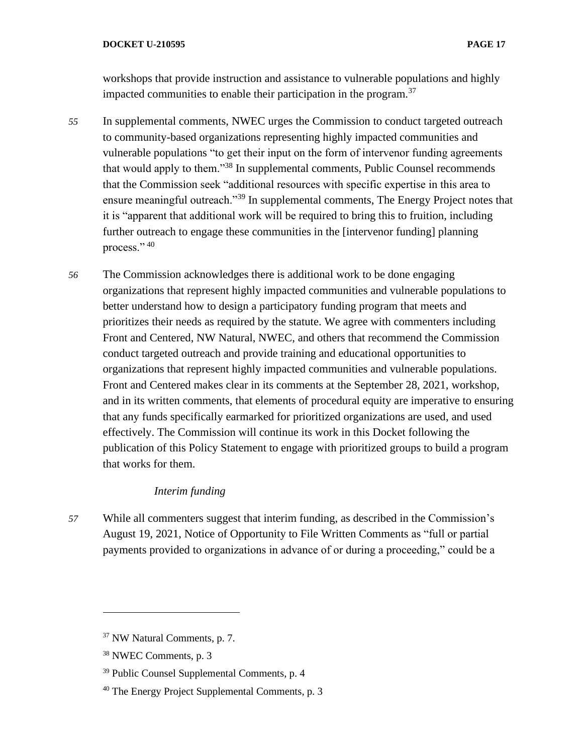workshops that provide instruction and assistance to vulnerable populations and highly impacted communities to enable their participation in the program.[37]

*55* In supplemental comments, NWEC urges the Commission to conduct targeted outreach to community-based organizations representing highly impacted communities and vulnerable populations "to get their input on the form of intervenor funding agreements that would apply to them."[38] In supplemental comments, Public Counsel recommends that the Commission seek "additional resources with specific expertise in this area to ensure meaningful outreach."[39] In supplemental comments, The Energy Project notes that it is "apparent that additional work will be required to bring this to fruition, including further outreach to engage these communities in the [intervenor funding] planning process." [40]

*56* The Commission acknowledges there is additional work to be done engaging organizations that represent highly impacted communities and vulnerable populations to better understand how to design a participatory funding program that meets and prioritizes their needs as required by the statute. We agree with commenters including Front and Centered, NW Natural, NWEC, and others that recommend the Commission conduct targeted outreach and provide training and educational opportunities to organizations that represent highly impacted communities and vulnerable populations. Front and Centered makes clear in its comments at the September 28, 2021, workshop, and in its written comments, that elements of procedural equity are imperative to ensuring that any funds specifically earmarked for prioritized organizations are used, and used effectively. The Commission will continue its work in this Docket following the publication of this Policy Statement to engage with prioritized groups to build a program that works for them.

*Interim funding*

*57* While all commenters suggest that interim funding, as described in the Commission's August 19, 2021, Notice of Opportunity to File Written Comments as "full or partial payments provided to organizations in advance of or during a proceeding," could be a

---

[37] NW Natural Comments, p. 7.

[38] NWEC Comments, p. 3

[39] Public Counsel Supplemental Comments, p. 4

[40] The Energy Project Supplemental Comments, p. 3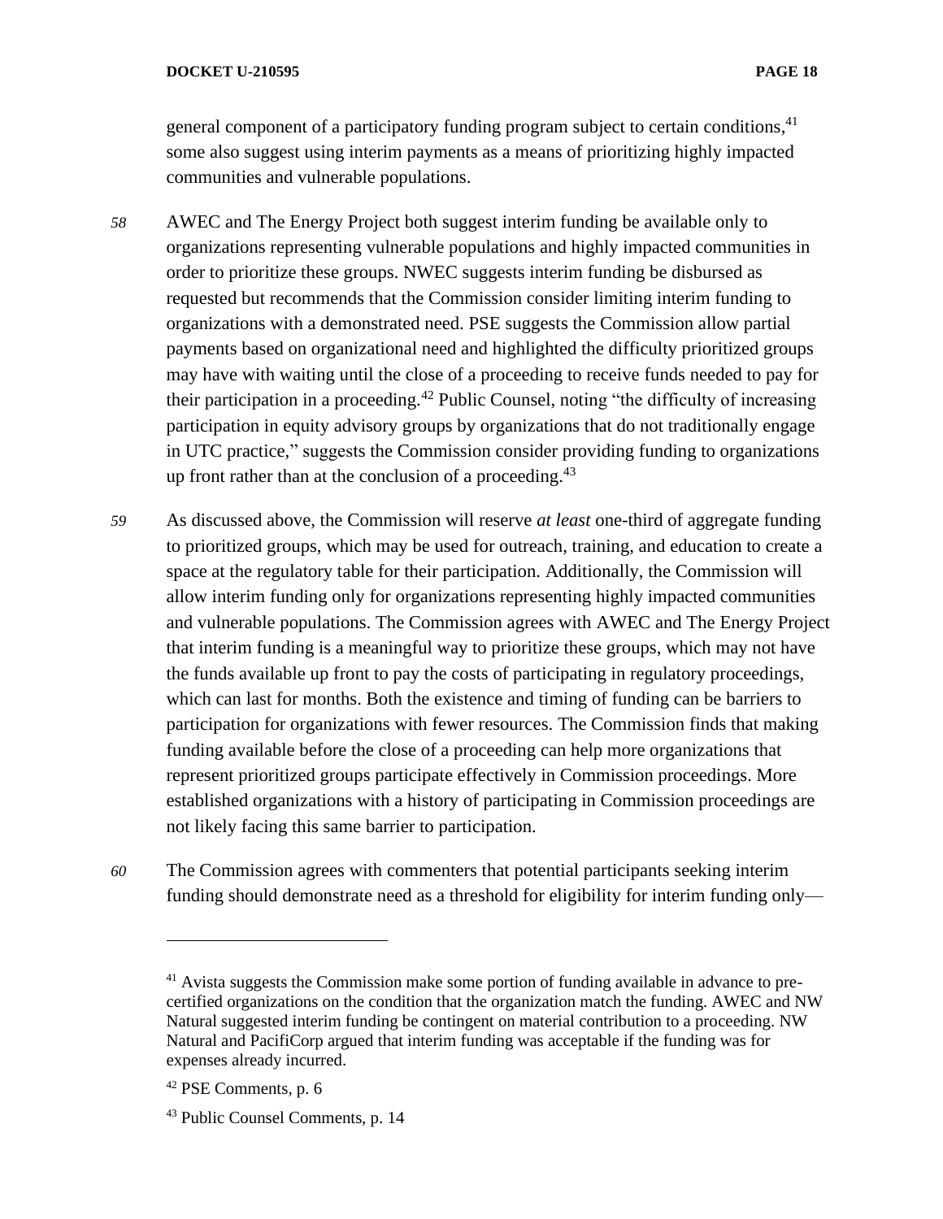general component of a participatory funding program subject to certain conditions,[41] some also suggest using interim payments as a means of prioritizing highly impacted communities and vulnerable populations.

*58* AWEC and The Energy Project both suggest interim funding be available only to organizations representing vulnerable populations and highly impacted communities in order to prioritize these groups. NWEC suggests interim funding be disbursed as requested but recommends that the Commission consider limiting interim funding to organizations with a demonstrated need. PSE suggests the Commission allow partial payments based on organizational need and highlighted the difficulty prioritized groups may have with waiting until the close of a proceeding to receive funds needed to pay for their participation in a proceeding.[42] Public Counsel, noting "the difficulty of increasing participation in equity advisory groups by organizations that do not traditionally engage in UTC practice," suggests the Commission consider providing funding to organizations up front rather than at the conclusion of a proceeding.[43]

*59* As discussed above, the Commission will reserve *at least* one-third of aggregate funding to prioritized groups, which may be used for outreach, training, and education to create a space at the regulatory table for their participation. Additionally, the Commission will allow interim funding only for organizations representing highly impacted communities and vulnerable populations. The Commission agrees with AWEC and The Energy Project that interim funding is a meaningful way to prioritize these groups, which may not have the funds available up front to pay the costs of participating in regulatory proceedings, which can last for months. Both the existence and timing of funding can be barriers to participation for organizations with fewer resources. The Commission finds that making funding available before the close of a proceeding can help more organizations that represent prioritized groups participate effectively in Commission proceedings. More established organizations with a history of participating in Commission proceedings are not likely facing this same barrier to participation.

*60* The Commission agrees with commenters that potential participants seeking interim funding should demonstrate need as a threshold for eligibility for interim funding only—

---

[41] Avista suggests the Commission make some portion of funding available in advance to pre-certified organizations on the condition that the organization match the funding. AWEC and NW Natural suggested interim funding be contingent on material contribution to a proceeding. NW Natural and PacifiCorp argued that interim funding was acceptable if the funding was for expenses already incurred.

[42] PSE Comments, p. 6

[43] Public Counsel Comments, p. 14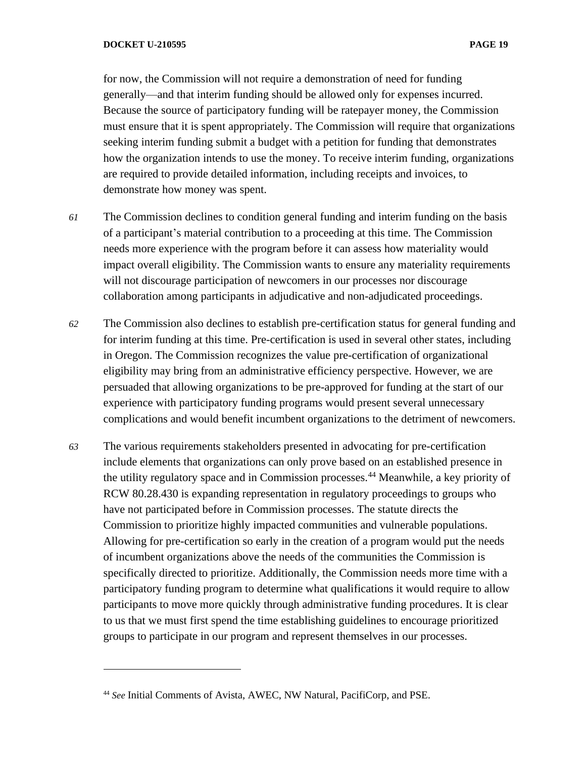for now, the Commission will not require a demonstration of need for funding generally—and that interim funding should be allowed only for expenses incurred. Because the source of participatory funding will be ratepayer money, the Commission must ensure that it is spent appropriately. The Commission will require that organizations seeking interim funding submit a budget with a petition for funding that demonstrates how the organization intends to use the money. To receive interim funding, organizations are required to provide detailed information, including receipts and invoices, to demonstrate how money was spent.

*61* The Commission declines to condition general funding and interim funding on the basis of a participant's material contribution to a proceeding at this time. The Commission needs more experience with the program before it can assess how materiality would impact overall eligibility. The Commission wants to ensure any materiality requirements will not discourage participation of newcomers in our processes nor discourage collaboration among participants in adjudicative and non-adjudicated proceedings.

*62* The Commission also declines to establish pre-certification status for general funding and for interim funding at this time. Pre-certification is used in several other states, including in Oregon. The Commission recognizes the value pre-certification of organizational eligibility may bring from an administrative efficiency perspective. However, we are persuaded that allowing organizations to be pre-approved for funding at the start of our experience with participatory funding programs would present several unnecessary complications and would benefit incumbent organizations to the detriment of newcomers.

*63* The various requirements stakeholders presented in advocating for pre-certification include elements that organizations can only prove based on an established presence in the utility regulatory space and in Commission processes.[44] Meanwhile, a key priority of RCW 80.28.430 is expanding representation in regulatory proceedings to groups who have not participated before in Commission processes. The statute directs the Commission to prioritize highly impacted communities and vulnerable populations. Allowing for pre-certification so early in the creation of a program would put the needs of incumbent organizations above the needs of the communities the Commission is specifically directed to prioritize. Additionally, the Commission needs more time with a participatory funding program to determine what qualifications it would require to allow participants to move more quickly through administrative funding procedures. It is clear to us that we must first spend the time establishing guidelines to encourage prioritized groups to participate in our program and represent themselves in our processes.

---

[44] *See* Initial Comments of Avista, AWEC, NW Natural, PacifiCorp, and PSE.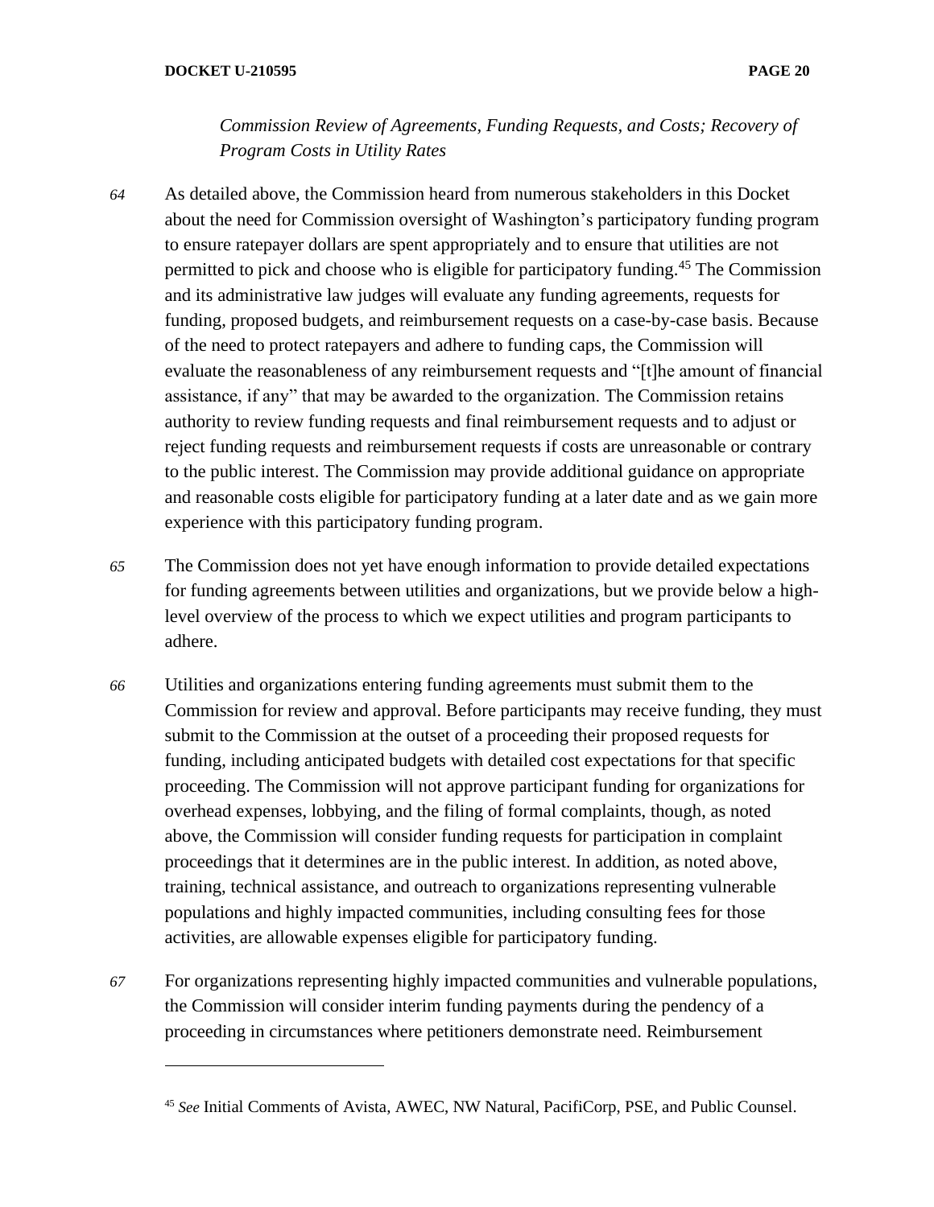*Commission Review of Agreements, Funding Requests, and Costs; Recovery of Program Costs in Utility Rates*

64 As detailed above, the Commission heard from numerous stakeholders in this Docket about the need for Commission oversight of Washington's participatory funding program to ensure ratepayer dollars are spent appropriately and to ensure that utilities are not permitted to pick and choose who is eligible for participatory funding.[45] The Commission and its administrative law judges will evaluate any funding agreements, requests for funding, proposed budgets, and reimbursement requests on a case-by-case basis. Because of the need to protect ratepayers and adhere to funding caps, the Commission will evaluate the reasonableness of any reimbursement requests and "[t]he amount of financial assistance, if any" that may be awarded to the organization. The Commission retains authority to review funding requests and final reimbursement requests and to adjust or reject funding requests and reimbursement requests if costs are unreasonable or contrary to the public interest. The Commission may provide additional guidance on appropriate and reasonable costs eligible for participatory funding at a later date and as we gain more experience with this participatory funding program.

65 The Commission does not yet have enough information to provide detailed expectations for funding agreements between utilities and organizations, but we provide below a high-level overview of the process to which we expect utilities and program participants to adhere.

66 Utilities and organizations entering funding agreements must submit them to the Commission for review and approval. Before participants may receive funding, they must submit to the Commission at the outset of a proceeding their proposed requests for funding, including anticipated budgets with detailed cost expectations for that specific proceeding. The Commission will not approve participant funding for organizations for overhead expenses, lobbying, and the filing of formal complaints, though, as noted above, the Commission will consider funding requests for participation in complaint proceedings that it determines are in the public interest. In addition, as noted above, training, technical assistance, and outreach to organizations representing vulnerable populations and highly impacted communities, including consulting fees for those activities, are allowable expenses eligible for participatory funding.

67 For organizations representing highly impacted communities and vulnerable populations, the Commission will consider interim funding payments during the pendency of a proceeding in circumstances where petitioners demonstrate need. Reimbursement

---

[45] *See* Initial Comments of Avista, AWEC, NW Natural, PacifiCorp, PSE, and Public Counsel.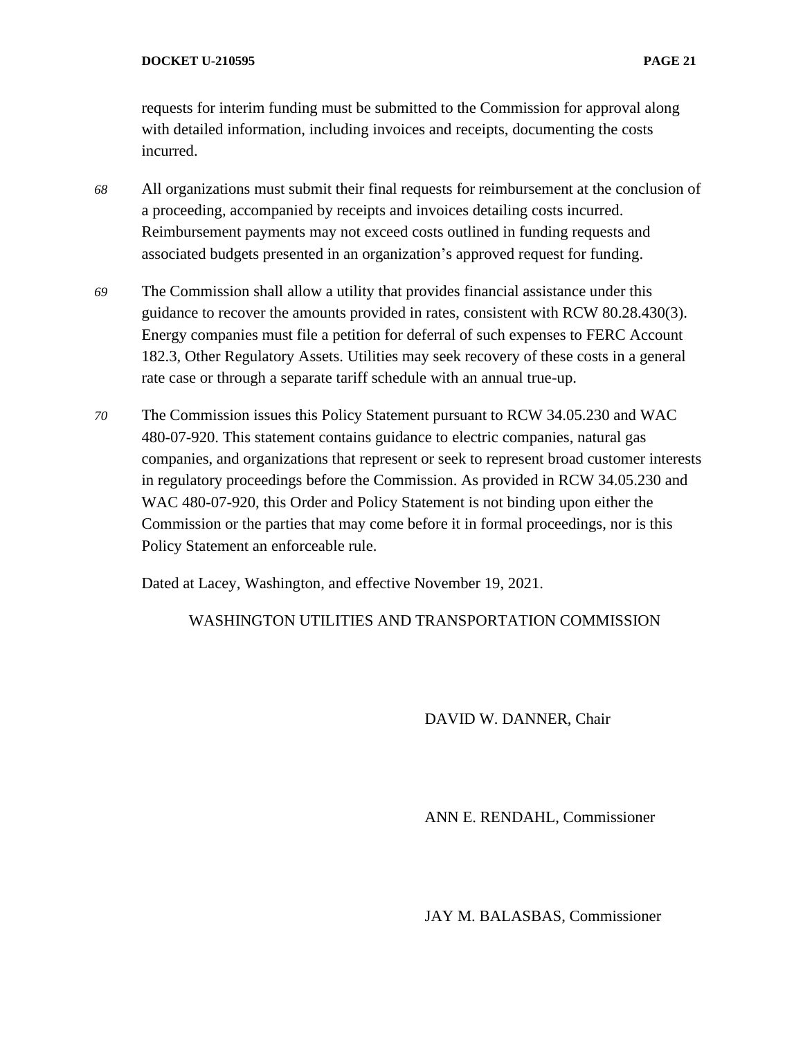requests for interim funding must be submitted to the Commission for approval along with detailed information, including invoices and receipts, documenting the costs incurred.

*68* All organizations must submit their final requests for reimbursement at the conclusion of a proceeding, accompanied by receipts and invoices detailing costs incurred. Reimbursement payments may not exceed costs outlined in funding requests and associated budgets presented in an organization's approved request for funding.

*69* The Commission shall allow a utility that provides financial assistance under this guidance to recover the amounts provided in rates, consistent with RCW 80.28.430(3). Energy companies must file a petition for deferral of such expenses to FERC Account 182.3, Other Regulatory Assets. Utilities may seek recovery of these costs in a general rate case or through a separate tariff schedule with an annual true-up.

*70* The Commission issues this Policy Statement pursuant to RCW 34.05.230 and WAC 480-07-920. This statement contains guidance to electric companies, natural gas companies, and organizations that represent or seek to represent broad customer interests in regulatory proceedings before the Commission. As provided in RCW 34.05.230 and WAC 480-07-920, this Order and Policy Statement is not binding upon either the Commission or the parties that may come before it in formal proceedings, nor is this Policy Statement an enforceable rule.

Dated at Lacey, Washington, and effective November 19, 2021.

WASHINGTON UTILITIES AND TRANSPORTATION COMMISSION

DAVID W. DANNER, Chair

ANN E. RENDAHL, Commissioner

JAY M. BALASBAS, Commissioner